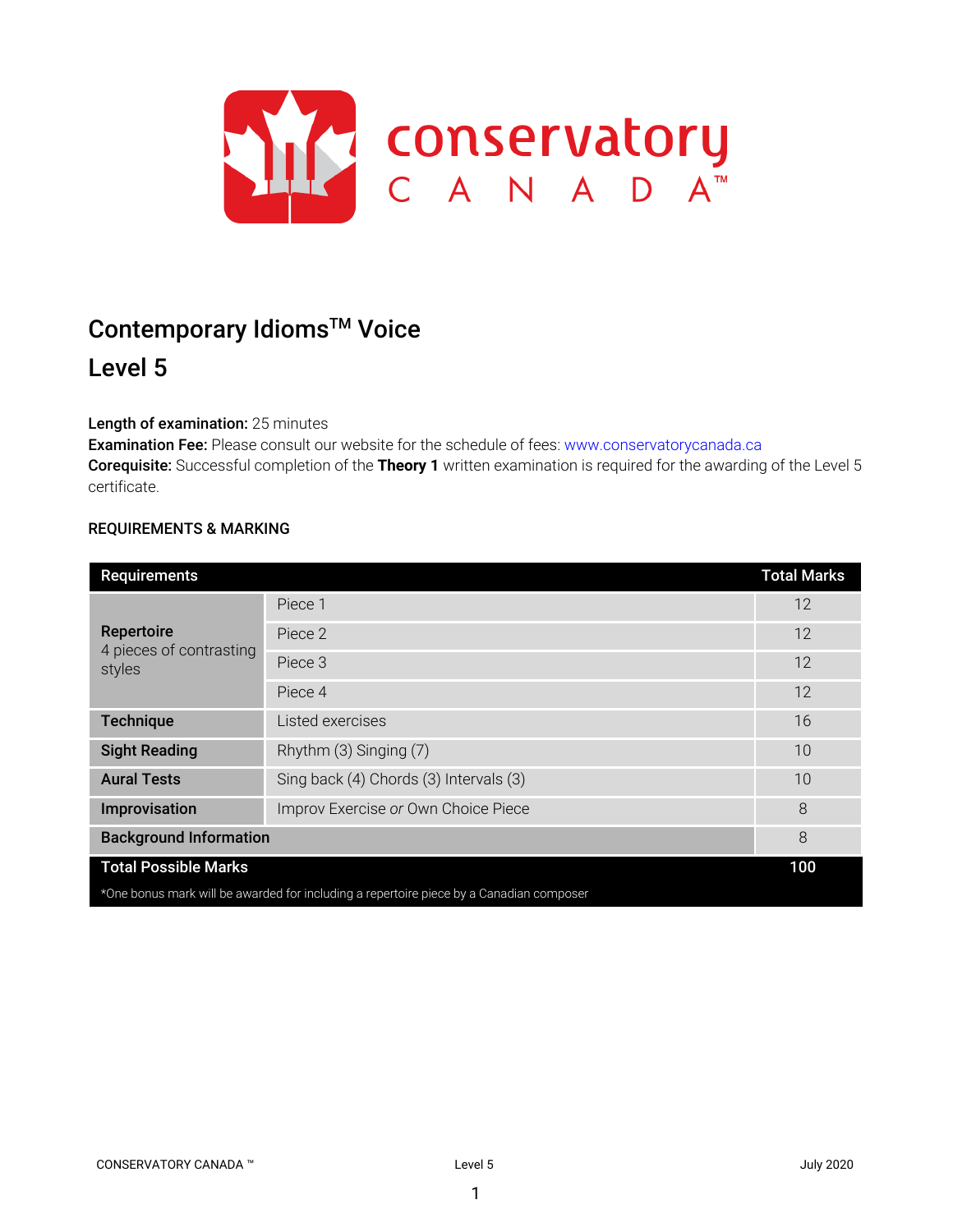# Contemporary Idioms™ Voice

## Level 5

**Length of examination:** 25 minutes
**Examination Fee:** Please consult our website for the schedule of fees: www.conservatorycanada.ca
**Corequisite:** Successful completion of the **Theory 1** written examination is required for the awarding of the Level 5 certificate.

### REQUIREMENTS & MARKING

| Requirements | | Total Marks |
|---|---|---|
| **Repertoire** 4 pieces of contrasting styles | Piece 1 | 12 |
| | Piece 2 | 12 |
| | Piece 3 | 12 |
| | Piece 4 | 12 |
| **Technique** | Listed exercises | 16 |
| **Sight Reading** | Rhythm (3) Singing (7) | 10 |
| **Aural Tests** | Sing back (4) Chords (3) Intervals (3) | 10 |
| **Improvisation** | Improv Exercise *or* Own Choice Piece | 8 |
| **Background Information** | | 8 |
| **Total Possible Marks** | | **100** |

*One bonus mark will be awarded for including a repertoire piece by a Canadian composer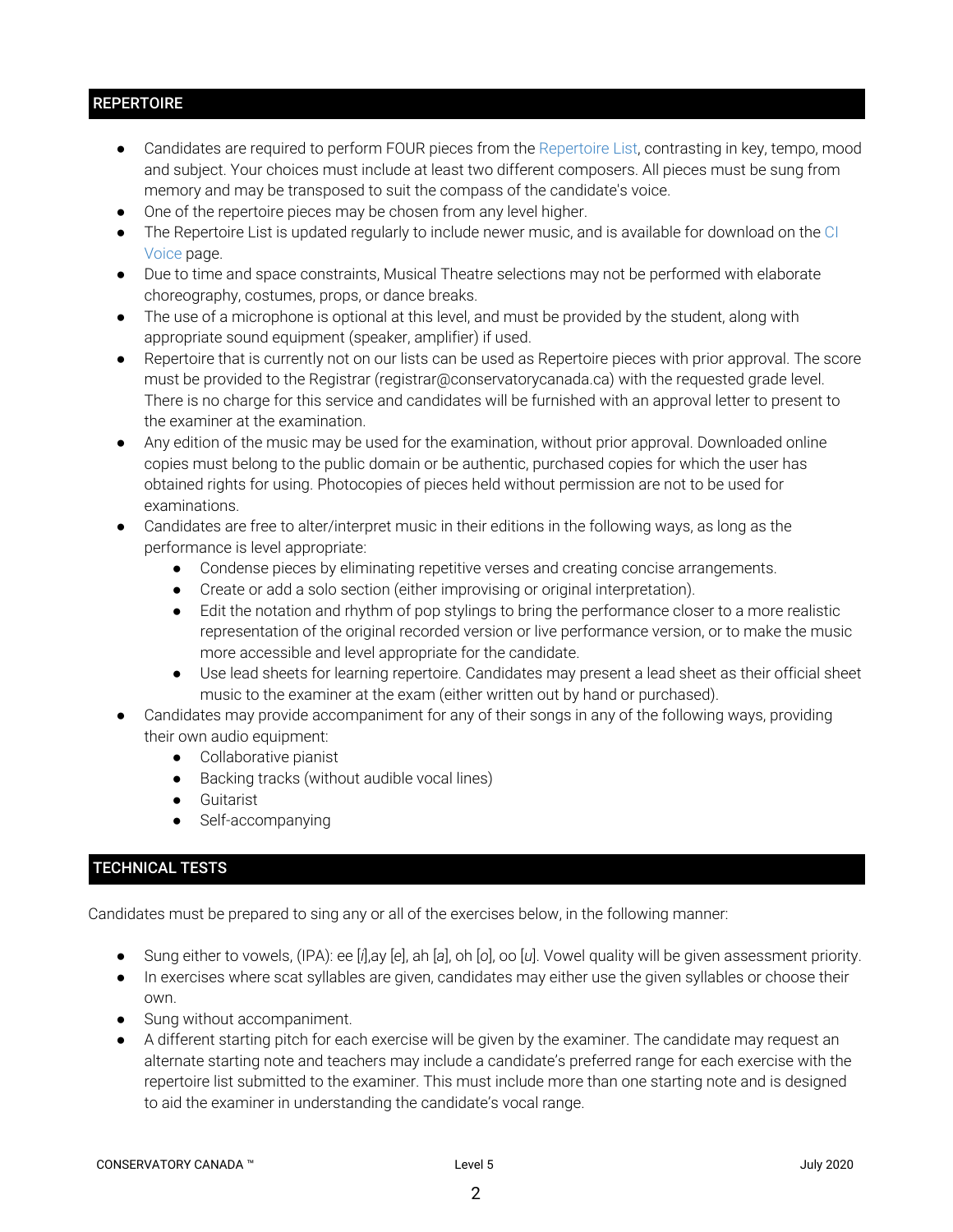## REPERTOIRE

- Candidates are required to perform FOUR pieces from the Repertoire List, contrasting in key, tempo, mood and subject. Your choices must include at least two different composers. All pieces must be sung from memory and may be transposed to suit the compass of the candidate's voice.
- One of the repertoire pieces may be chosen from any level higher.
- The Repertoire List is updated regularly to include newer music, and is available for download on the CI Voice page.
- Due to time and space constraints, Musical Theatre selections may not be performed with elaborate choreography, costumes, props, or dance breaks.
- The use of a microphone is optional at this level, and must be provided by the student, along with appropriate sound equipment (speaker, amplifier) if used.
- Repertoire that is currently not on our lists can be used as Repertoire pieces with prior approval. The score must be provided to the Registrar (registrar@conservatorycanada.ca) with the requested grade level. There is no charge for this service and candidates will be furnished with an approval letter to present to the examiner at the examination.
- Any edition of the music may be used for the examination, without prior approval. Downloaded online copies must belong to the public domain or be authentic, purchased copies for which the user has obtained rights for using. Photocopies of pieces held without permission are not to be used for examinations.
- Candidates are free to alter/interpret music in their editions in the following ways, as long as the performance is level appropriate:
  - Condense pieces by eliminating repetitive verses and creating concise arrangements.
  - Create or add a solo section (either improvising or original interpretation).
  - Edit the notation and rhythm of pop stylings to bring the performance closer to a more realistic representation of the original recorded version or live performance version, or to make the music more accessible and level appropriate for the candidate.
  - Use lead sheets for learning repertoire. Candidates may present a lead sheet as their official sheet music to the examiner at the exam (either written out by hand or purchased).
- Candidates may provide accompaniment for any of their songs in any of the following ways, providing their own audio equipment:
  - Collaborative pianist
  - Backing tracks (without audible vocal lines)
  - Guitarist
  - Self-accompanying

## TECHNICAL TESTS

Candidates must be prepared to sing any or all of the exercises below, in the following manner:

- Sung either to vowels, (IPA): ee [*i*],ay [*e*], ah [*a*], oh [*o*], oo [*u*]. Vowel quality will be given assessment priority.
- In exercises where scat syllables are given, candidates may either use the given syllables or choose their own.
- Sung without accompaniment.
- A different starting pitch for each exercise will be given by the examiner. The candidate may request an alternate starting note and teachers may include a candidate's preferred range for each exercise with the repertoire list submitted to the examiner. This must include more than one starting note and is designed to aid the examiner in understanding the candidate's vocal range.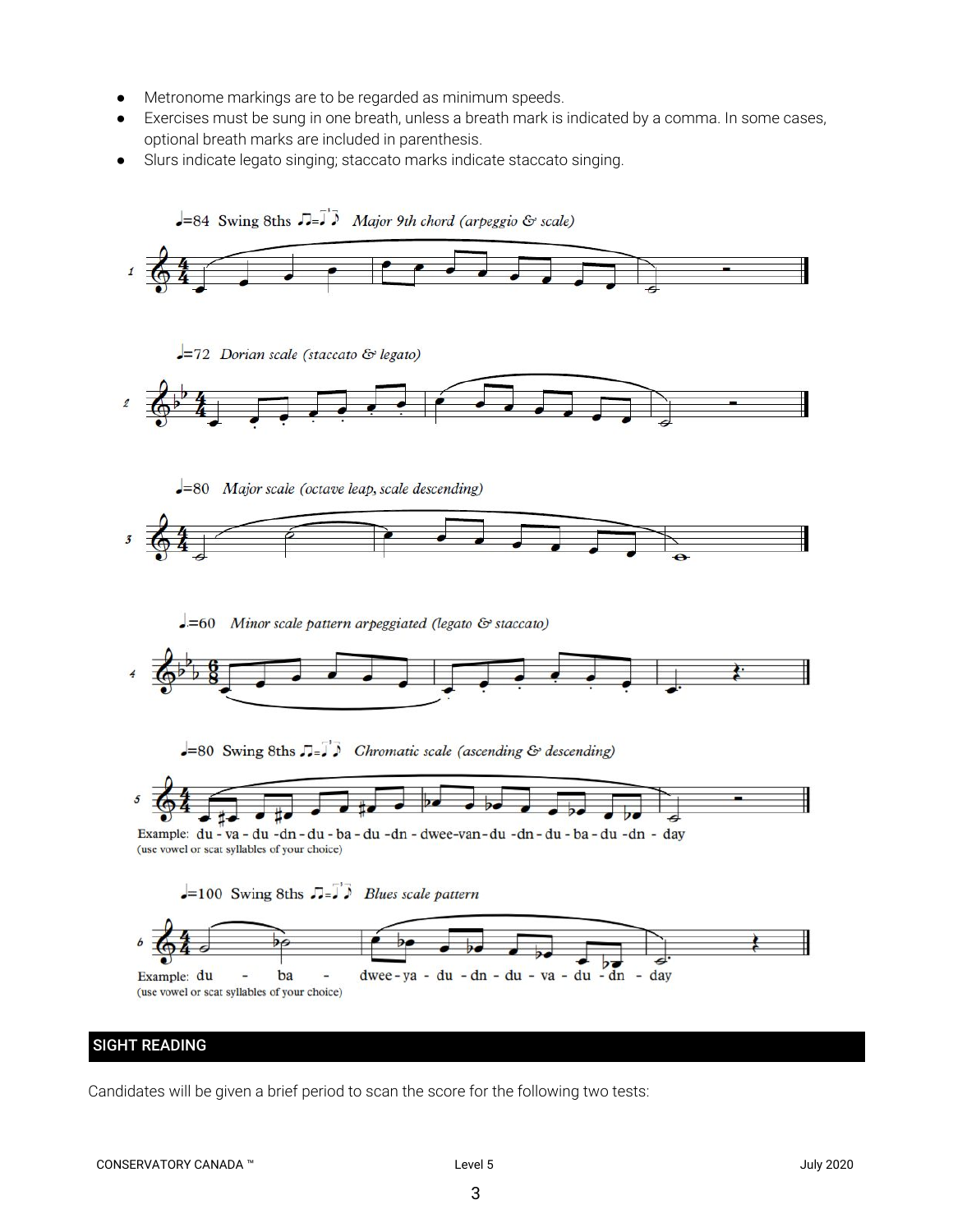- Metronome markings are to be regarded as minimum speeds.
- Exercises must be sung in one breath, unless a breath mark is indicated by a comma. In some cases, optional breath marks are included in parenthesis.
- Slurs indicate legato singing; staccato marks indicate staccato singing.

♩=84 Swing 8ths *Major 9th chord (arpeggio & scale)*

♩=72 *Dorian scale (staccato & legato)*

♩=80 *Major scale (octave leap, scale descending)*

♩.=60 *Minor scale pattern arpeggiated (legato & staccato)*

♩=80 Swing 8ths *Chromatic scale (ascending & descending)*

Example: du - va - du -dn - du - ba - du -dn - dwee-van- du -dn - du - ba - du -dn - day
(use vowel or scat syllables of your choice)

♩=100 Swing 8ths *Blues scale pattern*

Example: du - ba - dwee - ya - du - dn - du - va - du - dn - day
(use vowel or scat syllables of your choice)

## SIGHT READING

Candidates will be given a brief period to scan the score for the following two tests: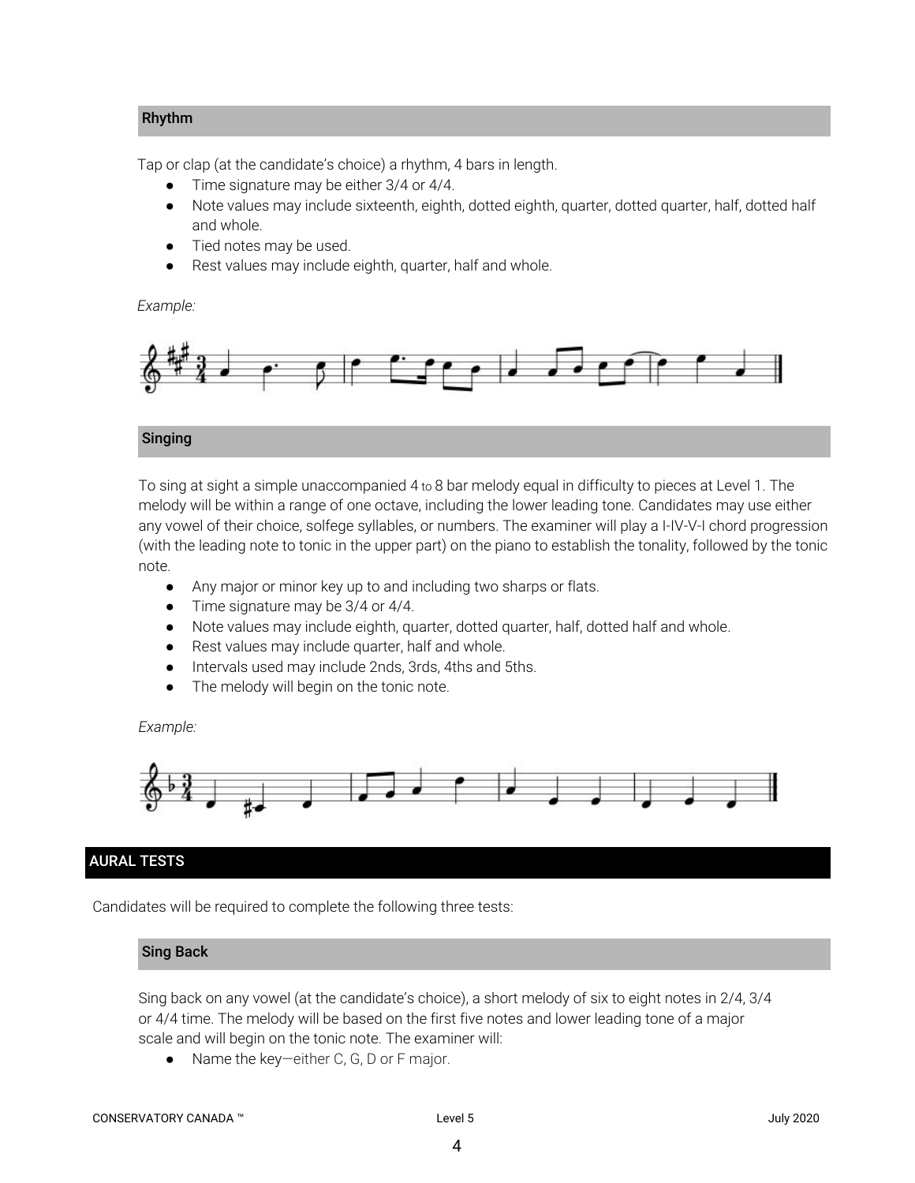### Rhythm

Tap or clap (at the candidate's choice) a rhythm, 4 bars in length.

- Time signature may be either 3/4 or 4/4.
- Note values may include sixteenth, eighth, dotted eighth, quarter, dotted quarter, half, dotted half and whole.
- Tied notes may be used.
- Rest values may include eighth, quarter, half and whole.

*Example:*

### Singing

To sing at sight a simple unaccompanied 4 to 8 bar melody equal in difficulty to pieces at Level 1. The melody will be within a range of one octave, including the lower leading tone. Candidates may use either any vowel of their choice, solfege syllables, or numbers. The examiner will play a I-IV-V-I chord progression (with the leading note to tonic in the upper part) on the piano to establish the tonality, followed by the tonic note.

- Any major or minor key up to and including two sharps or flats.
- Time signature may be 3/4 or 4/4.
- Note values may include eighth, quarter, dotted quarter, half, dotted half and whole.
- Rest values may include quarter, half and whole.
- Intervals used may include 2nds, 3rds, 4ths and 5ths.
- The melody will begin on the tonic note.

*Example:*

## AURAL TESTS

Candidates will be required to complete the following three tests:

### Sing Back

Sing back on any vowel (at the candidate's choice), a short melody of six to eight notes in 2/4, 3/4 or 4/4 time. The melody will be based on the first five notes and lower leading tone of a major scale and will begin on the tonic note. The examiner will:

- Name the key—either C, G, D or F major.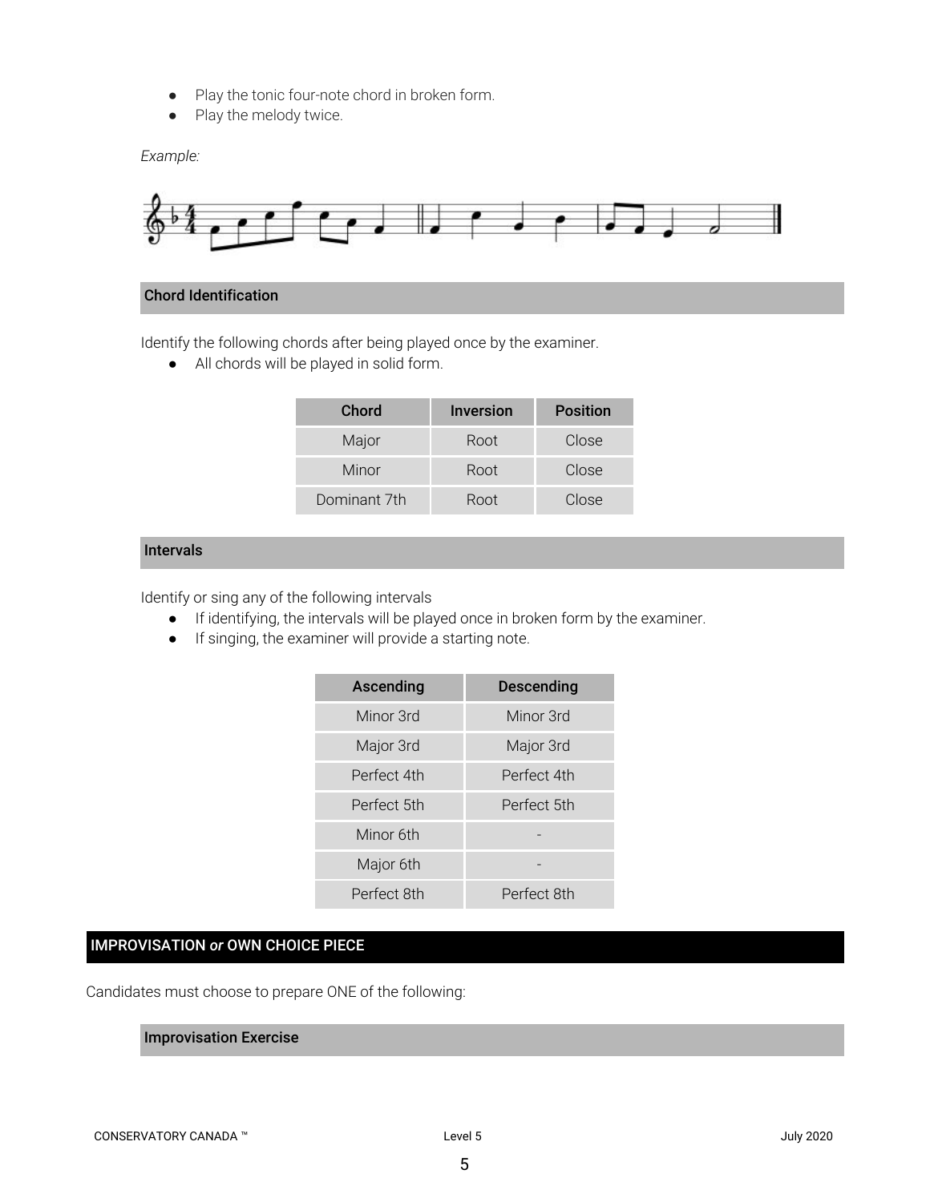- Play the tonic four-note chord in broken form.
- Play the melody twice.

*Example:*

### Chord Identification

Identify the following chords after being played once by the examiner.

- All chords will be played in solid form.

| Chord | Inversion | Position |
|---|---|---|
| Major | Root | Close |
| Minor | Root | Close |
| Dominant 7th | Root | Close |

### Intervals

Identify or sing any of the following intervals

- If identifying, the intervals will be played once in broken form by the examiner.
- If singing, the examiner will provide a starting note.

| Ascending | Descending |
|---|---|
| Minor 3rd | Minor 3rd |
| Major 3rd | Major 3rd |
| Perfect 4th | Perfect 4th |
| Perfect 5th | Perfect 5th |
| Minor 6th | - |
| Major 6th | - |
| Perfect 8th | Perfect 8th |

## IMPROVISATION *or* OWN CHOICE PIECE

Candidates must choose to prepare ONE of the following:

### Improvisation Exercise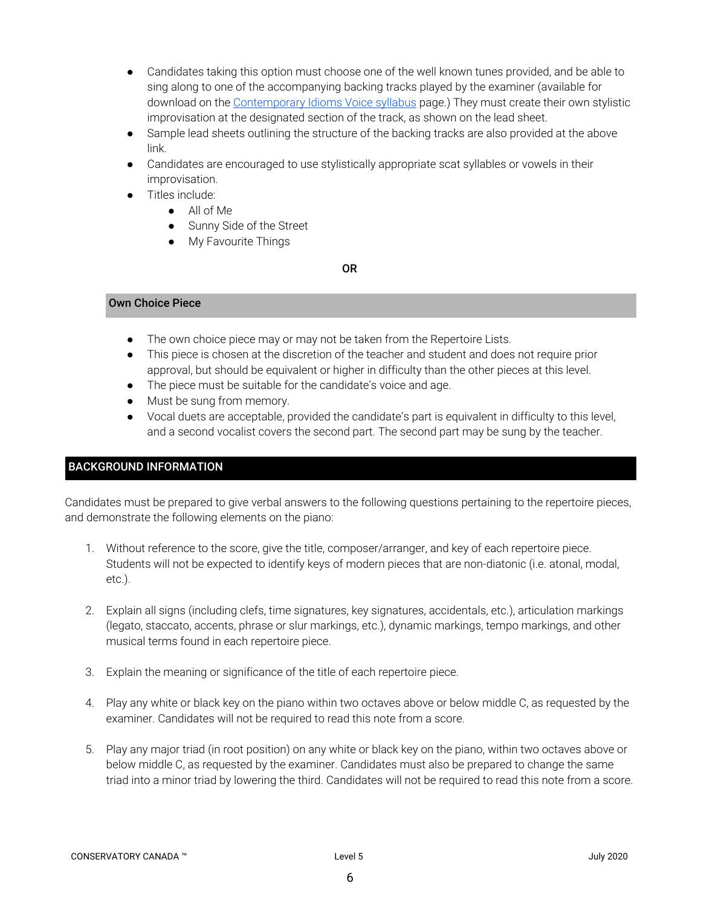- Candidates taking this option must choose one of the well known tunes provided, and be able to sing along to one of the accompanying backing tracks played by the examiner (available for download on the [Contemporary Idioms Voice syllabus]() page.) They must create their own stylistic improvisation at the designated section of the track, as shown on the lead sheet.
- Sample lead sheets outlining the structure of the backing tracks are also provided at the above link.
- Candidates are encouraged to use stylistically appropriate scat syllables or vowels in their improvisation.
- Titles include:
    - All of Me
    - Sunny Side of the Street
    - My Favourite Things

**OR**

### Own Choice Piece

- The own choice piece may or may not be taken from the Repertoire Lists.
- This piece is chosen at the discretion of the teacher and student and does not require prior approval, but should be equivalent or higher in difficulty than the other pieces at this level.
- The piece must be suitable for the candidate's voice and age.
- Must be sung from memory.
- Vocal duets are acceptable, provided the candidate's part is equivalent in difficulty to this level, and a second vocalist covers the second part. The second part may be sung by the teacher.

## BACKGROUND INFORMATION

Candidates must be prepared to give verbal answers to the following questions pertaining to the repertoire pieces, and demonstrate the following elements on the piano:

1. Without reference to the score, give the title, composer/arranger, and key of each repertoire piece. Students will not be expected to identify keys of modern pieces that are non-diatonic (i.e. atonal, modal, etc.).

2. Explain all signs (including clefs, time signatures, key signatures, accidentals, etc.), articulation markings (legato, staccato, accents, phrase or slur markings, etc.), dynamic markings, tempo markings, and other musical terms found in each repertoire piece.

3. Explain the meaning or significance of the title of each repertoire piece.

4. Play any white or black key on the piano within two octaves above or below middle C, as requested by the examiner. Candidates will not be required to read this note from a score.

5. Play any major triad (in root position) on any white or black key on the piano, within two octaves above or below middle C, as requested by the examiner. Candidates must also be prepared to change the same triad into a minor triad by lowering the third. Candidates will not be required to read this note from a score.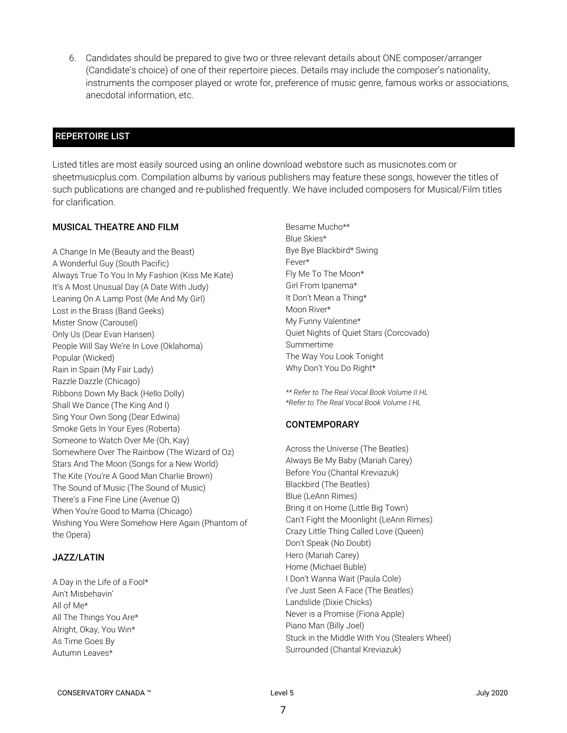6. Candidates should be prepared to give two or three relevant details about ONE composer/arranger (Candidate's choice) of one of their repertoire pieces. Details may include the composer's nationality, instruments the composer played or wrote for, preference of music genre, famous works or associations, anecdotal information, etc.

## REPERTOIRE LIST

Listed titles are most easily sourced using an online download webstore such as musicnotes.com or sheetmusicplus.com. Compilation albums by various publishers may feature these songs, however the titles of such publications are changed and re-published frequently. We have included composers for Musical/Film titles for clarification.

### MUSICAL THEATRE AND FILM

A Change In Me (Beauty and the Beast)
A Wonderful Guy (South Pacific)
Always True To You In My Fashion (Kiss Me Kate)
It's A Most Unusual Day (A Date With Judy)
Leaning On A Lamp Post (Me And My Girl)
Lost in the Brass (Band Geeks)
Mister Snow (Carousel)
Only Us (Dear Evan Hansen)
People Will Say We're In Love (Oklahoma)
Popular (Wicked)
Rain in Spain (My Fair Lady)
Razzle Dazzle (Chicago)
Ribbons Down My Back (Hello Dolly)
Shall We Dance (The King And I)
Sing Your Own Song (Dear Edwina)
Smoke Gets In Your Eyes (Roberta)
Someone to Watch Over Me (Oh, Kay)
Somewhere Over The Rainbow (The Wizard of Oz)
Stars And The Moon (Songs for a New World)
The Kite (You're A Good Man Charlie Brown)
The Sound of Music (The Sound of Music)
There's a Fine Fine Line (Avenue Q)
When You're Good to Mama (Chicago)
Wishing You Were Somehow Here Again (Phantom of the Opera)

### JAZZ/LATIN

A Day in the Life of a Fool*
Ain't Misbehavin'
All of Me*
All The Things You Are*
Alright, Okay, You Win*
As Time Goes By
Autumn Leaves*
Besame Mucho**
Blue Skies*
Bye Bye Blackbird* Swing
Fever*
Fly Me To The Moon*
Girl From Ipanema*
It Don't Mean a Thing*
Moon River*
My Funny Valentine*
Quiet Nights of Quiet Stars (Corcovado)
Summertime
The Way You Look Tonight
Why Don't You Do Right*

*\*\* Refer to The Real Vocal Book Volume II HL*
*\*Refer to The Real Vocal Book Volume I HL*

### CONTEMPORARY

Across the Universe (The Beatles)
Always Be My Baby (Mariah Carey)
Before You (Chantal Kreviazuk)
Blackbird (The Beatles)
Blue (LeAnn Rimes)
Bring it on Home (Little Big Town)
Can't Fight the Moonlight (LeAnn Rimes)
Crazy Little Thing Called Love (Queen)
Don't Speak (No Doubt)
Hero (Mariah Carey)
Home (Michael Buble)
I Don't Wanna Wait (Paula Cole)
I've Just Seen A Face (The Beatles)
Landslide (Dixie Chicks)
Never is a Promise (Fiona Apple)
Piano Man (Billy Joel)
Stuck in the Middle With You (Stealers Wheel)
Surrounded (Chantal Kreviazuk)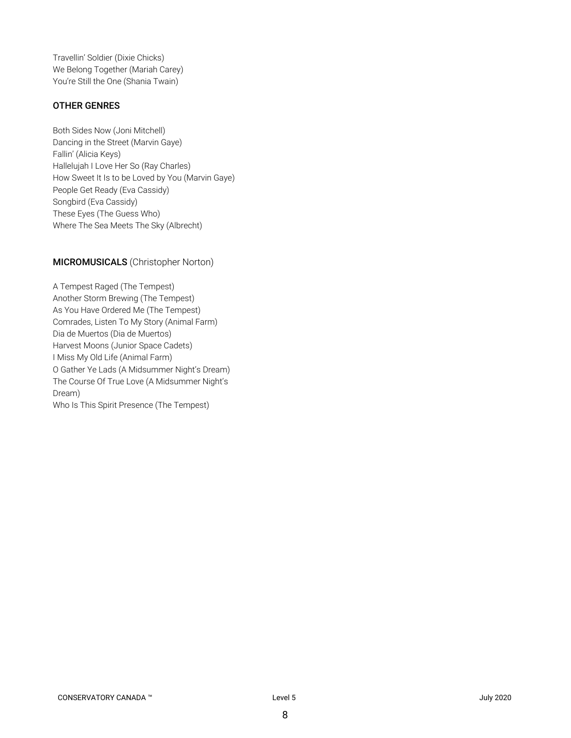Travellin' Soldier (Dixie Chicks)
We Belong Together (Mariah Carey)
You're Still the One (Shania Twain)

### OTHER GENRES

Both Sides Now (Joni Mitchell)
Dancing in the Street (Marvin Gaye)
Fallin' (Alicia Keys)
Hallelujah I Love Her So (Ray Charles)
How Sweet It Is to be Loved by You (Marvin Gaye)
People Get Ready (Eva Cassidy)
Songbird (Eva Cassidy)
These Eyes (The Guess Who)
Where The Sea Meets The Sky (Albrecht)

### **MICROMUSICALS** (Christopher Norton)

A Tempest Raged (The Tempest)
Another Storm Brewing (The Tempest)
As You Have Ordered Me (The Tempest)
Comrades, Listen To My Story (Animal Farm)
Dia de Muertos (Dia de Muertos)
Harvest Moons (Junior Space Cadets)
I Miss My Old Life (Animal Farm)
O Gather Ye Lads (A Midsummer Night's Dream)
The Course Of True Love (A Midsummer Night's Dream)
Who Is This Spirit Presence (The Tempest)